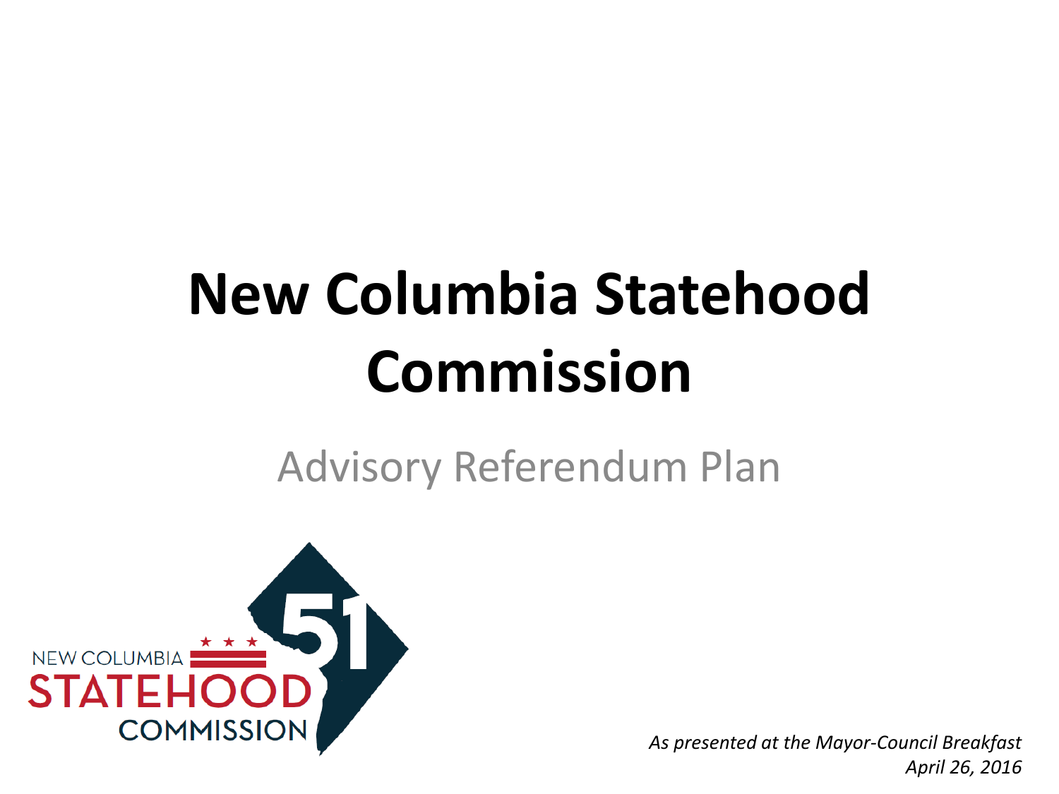# New Columbia Statehood Commission

## Advisory Referendum Plan

*As presented at the Mayor-Council Breakfast*
*April 26, 2016*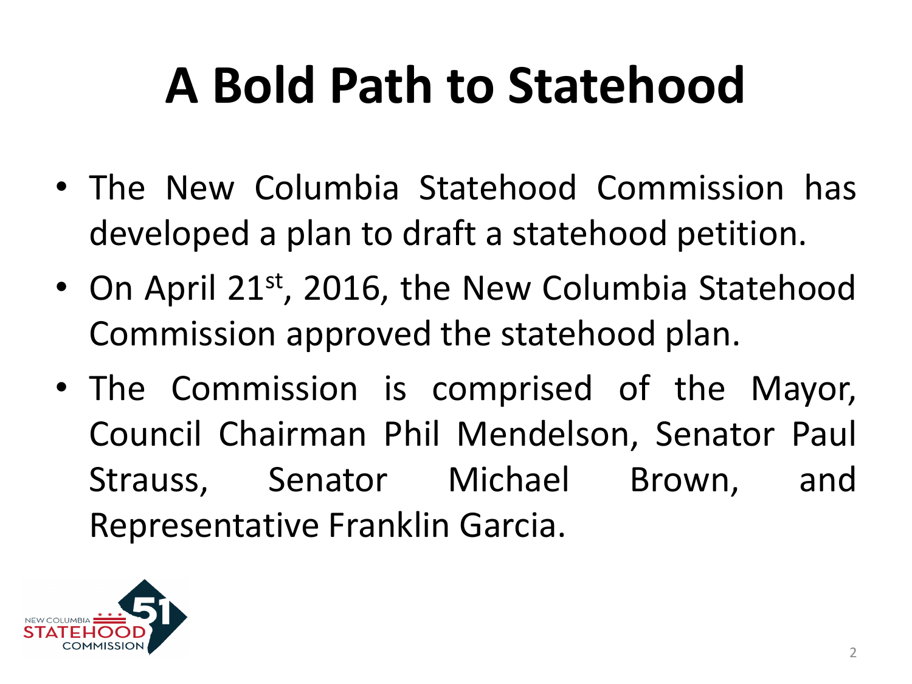# A Bold Path to Statehood

- The New Columbia Statehood Commission has developed a plan to draft a statehood petition.
- On April 21st, 2016, the New Columbia Statehood Commission approved the statehood plan.
- The Commission is comprised of the Mayor, Council Chairman Phil Mendelson, Senator Paul Strauss, Senator Michael Brown, and Representative Franklin Garcia.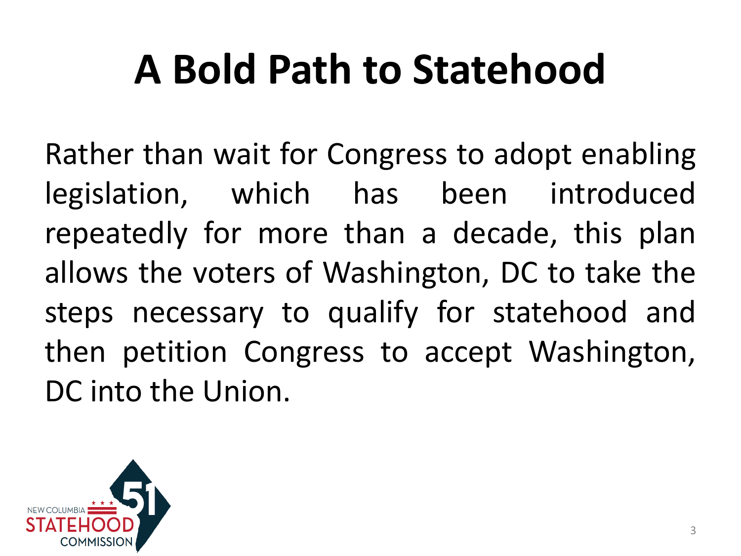# A Bold Path to Statehood

Rather than wait for Congress to adopt enabling legislation, which has been introduced repeatedly for more than a decade, this plan allows the voters of Washington, DC to take the steps necessary to qualify for statehood and then petition Congress to accept Washington, DC into the Union.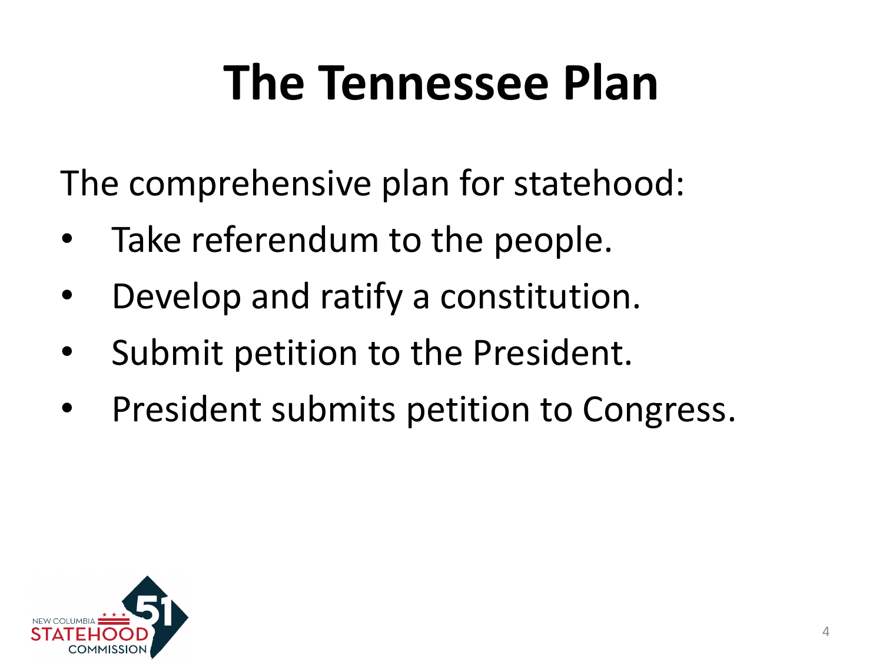# The Tennessee Plan

The comprehensive plan for statehood:

- Take referendum to the people.
- Develop and ratify a constitution.
- Submit petition to the President.
- President submits petition to Congress.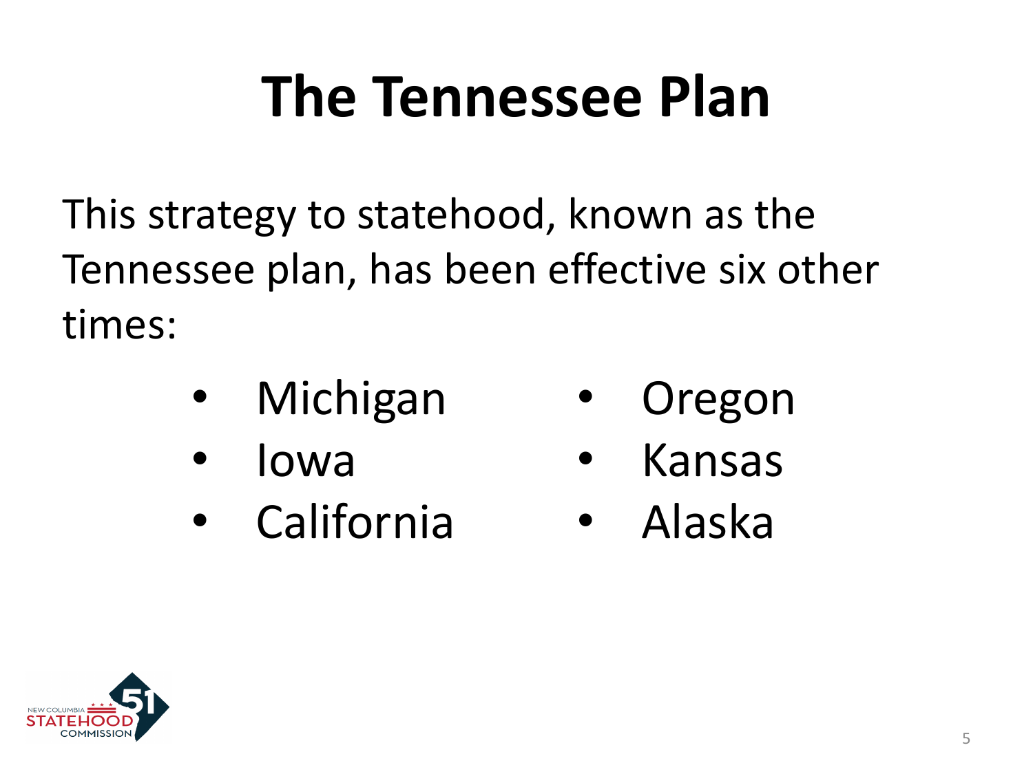# The Tennessee Plan

This strategy to statehood, known as the Tennessee plan, has been effective six other times:

- Michigan
- Iowa
- California
- Oregon
- Kansas
- Alaska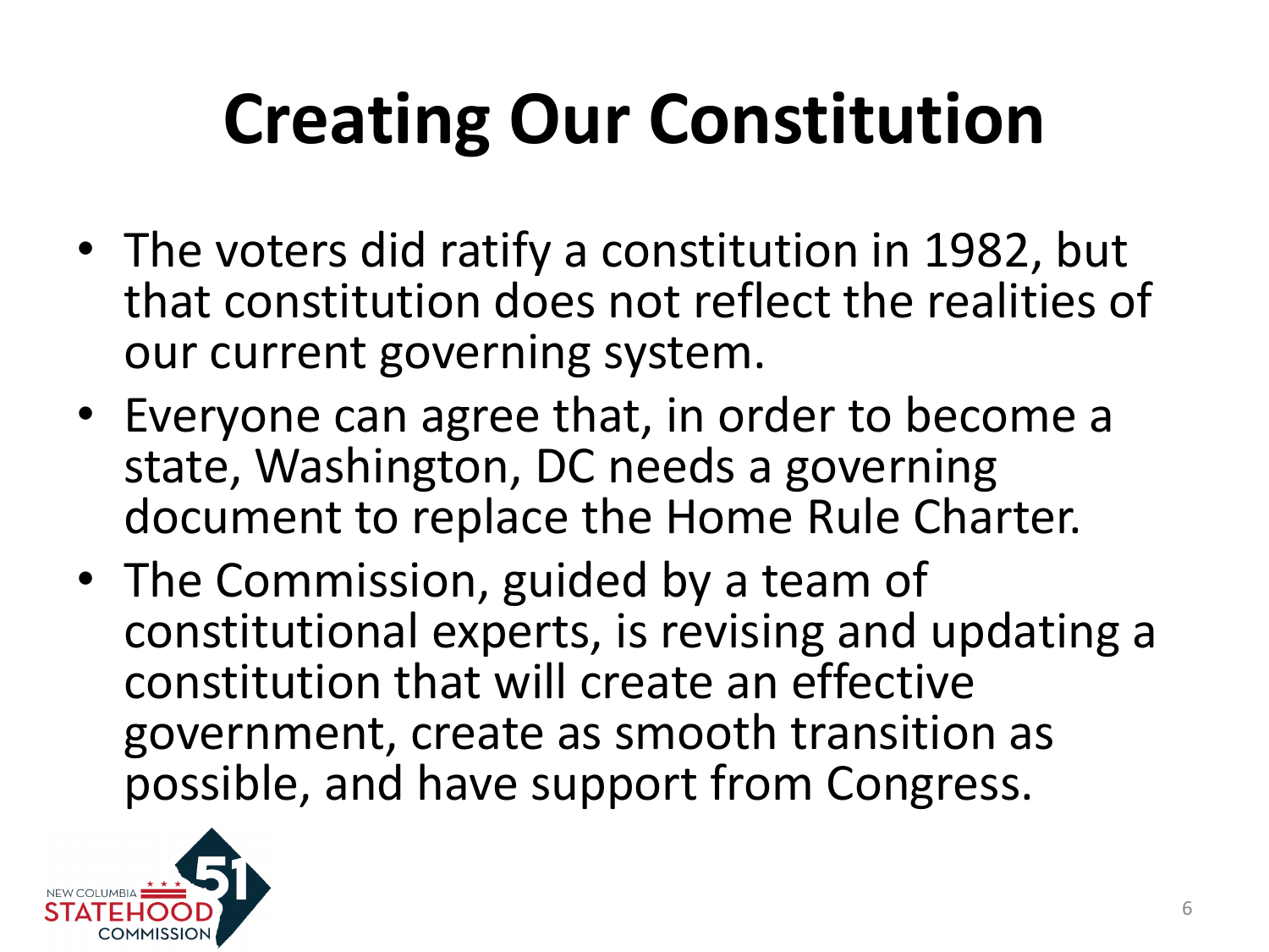# Creating Our Constitution

- The voters did ratify a constitution in 1982, but that constitution does not reflect the realities of our current governing system.
- Everyone can agree that, in order to become a state, Washington, DC needs a governing document to replace the Home Rule Charter.
- The Commission, guided by a team of constitutional experts, is revising and updating a constitution that will create an effective government, create as smooth transition as possible, and have support from Congress.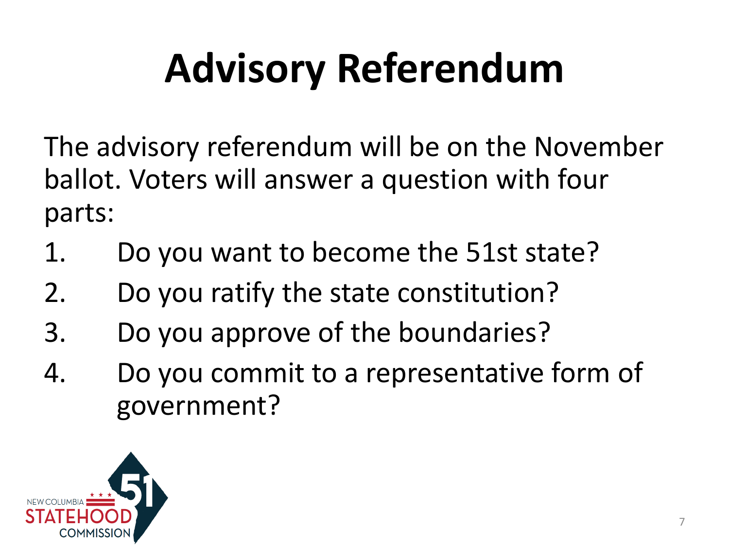# Advisory Referendum

The advisory referendum will be on the November ballot. Voters will answer a question with four parts:

1. Do you want to become the 51st state?
2. Do you ratify the state constitution?
3. Do you approve of the boundaries?
4. Do you commit to a representative form of government?

NEW COLUMBIA STATEHOOD COMMISSION 51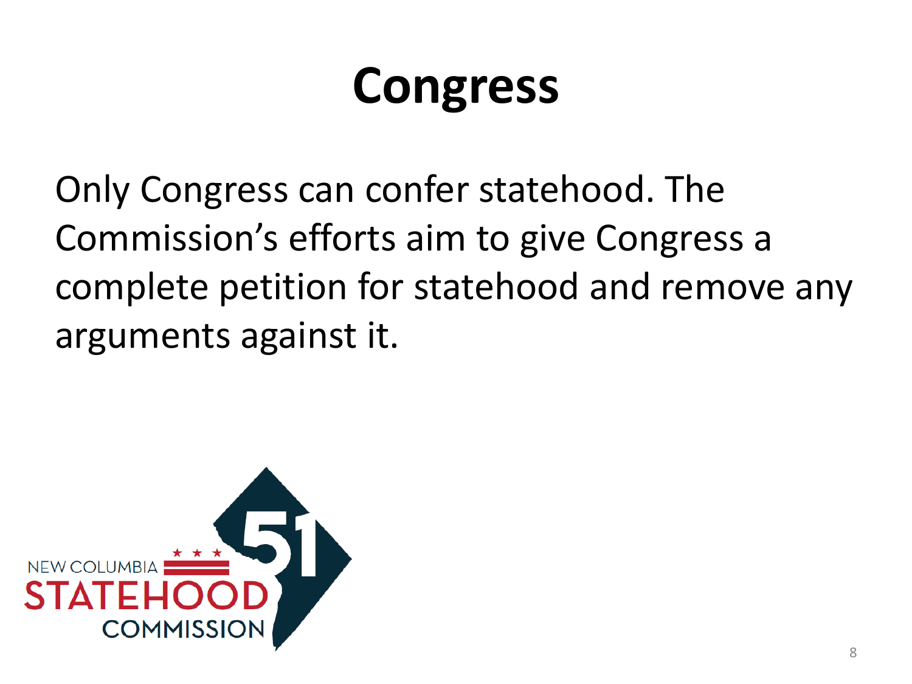# Congress

Only Congress can confer statehood. The Commission's efforts aim to give Congress a complete petition for statehood and remove any arguments against it.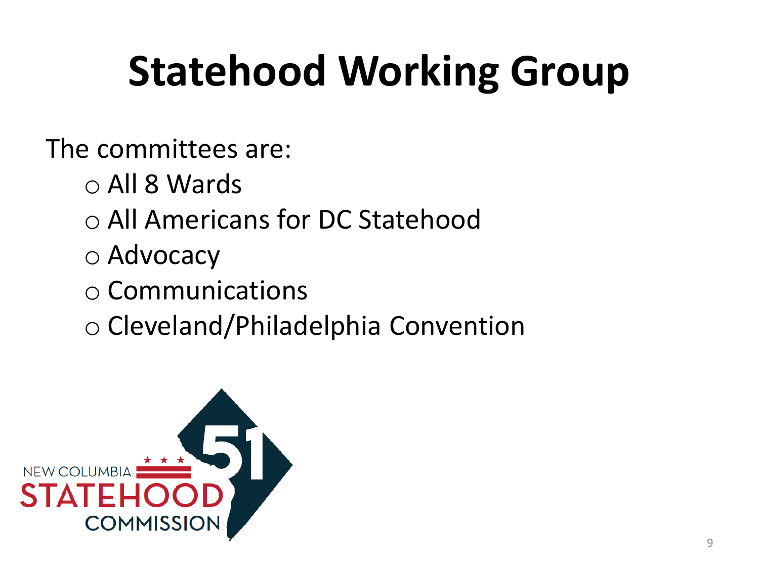# Statehood Working Group

The committees are:

- All 8 Wards
- All Americans for DC Statehood
- Advocacy
- Communications
- Cleveland/Philadelphia Convention

NEW COLUMBIA STATEHOOD COMMISSION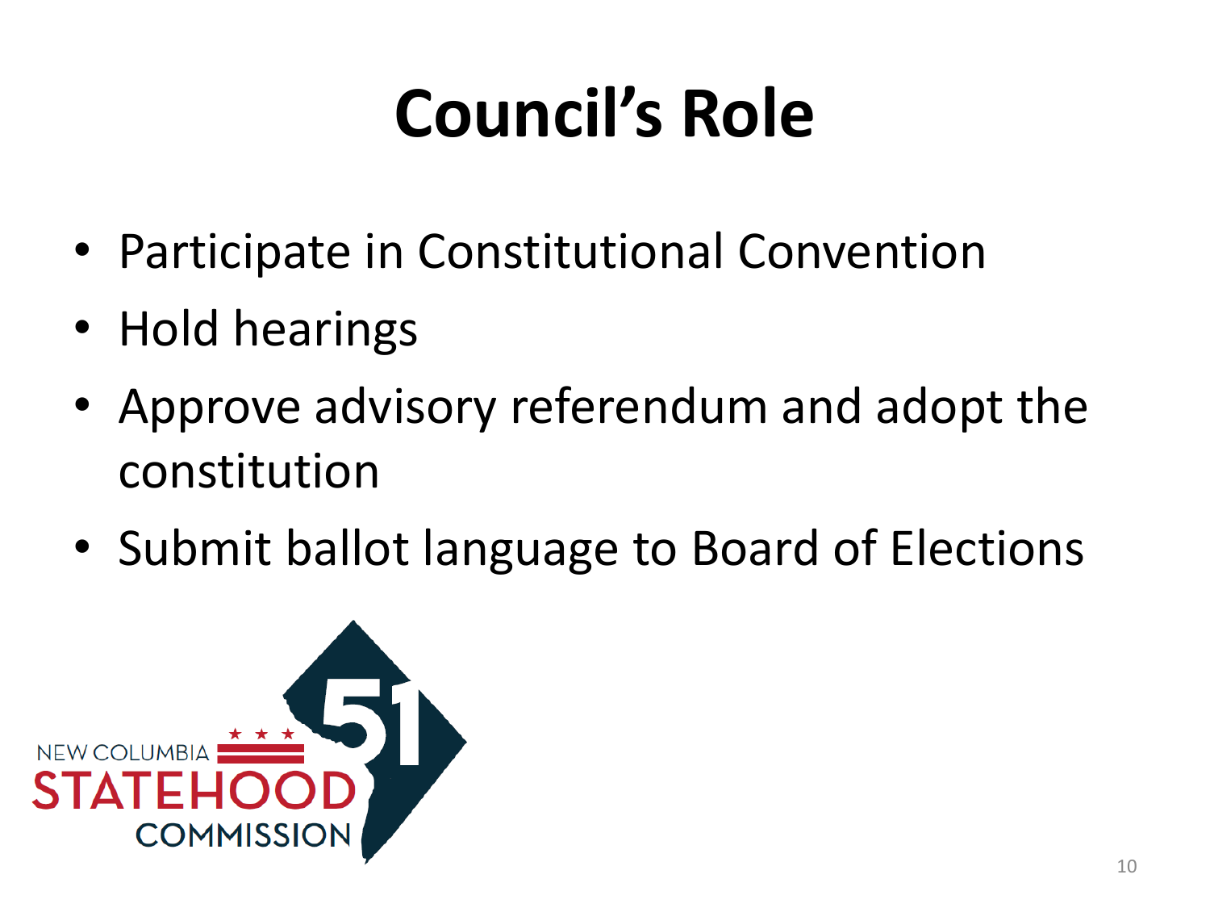# Council's Role

- Participate in Constitutional Convention
- Hold hearings
- Approve advisory referendum and adopt the constitution
- Submit ballot language to Board of Elections

NEW COLUMBIA STATEHOOD COMMISSION

51